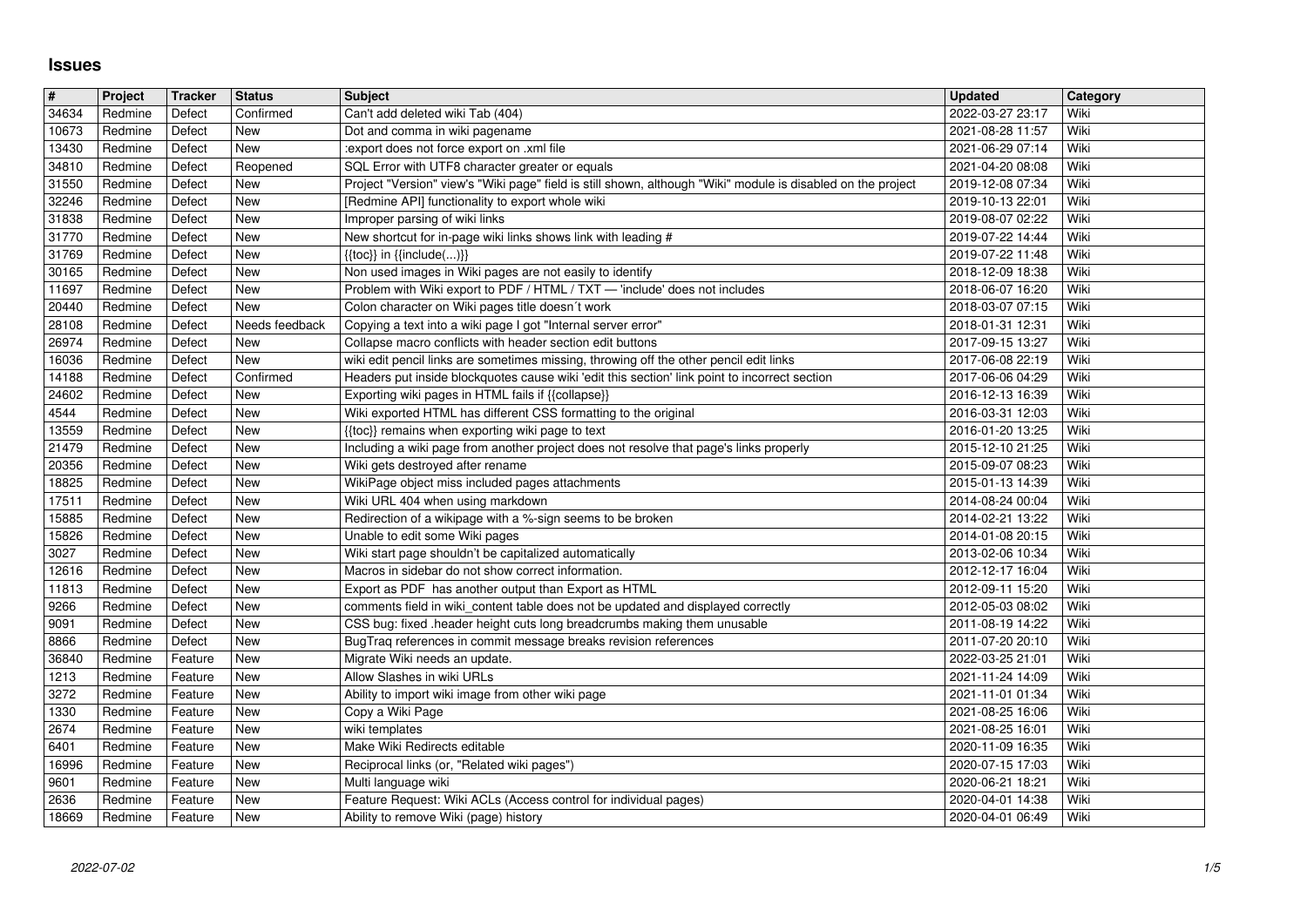# Issues

| # | Project | Tracker | Status | Subject | Updated | Category |
|---|---|---|---|---|---|---|
| 34634 | Redmine | Defect | Confirmed | Can't add deleted wiki Tab (404) | 2022-03-27 23:17 | Wiki |
| 10673 | Redmine | Defect | New | Dot and comma in wiki pagename | 2021-08-28 11:57 | Wiki |
| 13430 | Redmine | Defect | New | :export does not force export on .xml file | 2021-06-29 07:14 | Wiki |
| 34810 | Redmine | Defect | Reopened | SQL Error with UTF8 character greater or equals | 2021-04-20 08:08 | Wiki |
| 31550 | Redmine | Defect | New | Project "Version" view's "Wiki page" field is still shown, although "Wiki" module is disabled on the project | 2019-12-08 07:34 | Wiki |
| 32246 | Redmine | Defect | New | [Redmine API] functionality to export whole wiki | 2019-10-13 22:01 | Wiki |
| 31838 | Redmine | Defect | New | Improper parsing of wiki links | 2019-08-07 02:22 | Wiki |
| 31770 | Redmine | Defect | New | New shortcut for in-page wiki links shows link with leading # | 2019-07-22 14:44 | Wiki |
| 31769 | Redmine | Defect | New | {{toc}} in {{include(...)}} | 2019-07-22 11:48 | Wiki |
| 30165 | Redmine | Defect | New | Non used images in Wiki pages are not easily to identify | 2018-12-09 18:38 | Wiki |
| 11697 | Redmine | Defect | New | Problem with Wiki export to PDF / HTML / TXT — 'include' does not includes | 2018-06-07 16:20 | Wiki |
| 20440 | Redmine | Defect | New | Colon character on Wiki pages title doesn´t work | 2018-03-07 07:15 | Wiki |
| 28108 | Redmine | Defect | Needs feedback | Copying a text into a wiki page I got "Internal server error" | 2018-01-31 12:31 | Wiki |
| 26974 | Redmine | Defect | New | Collapse macro conflicts with header section edit buttons | 2017-09-15 13:27 | Wiki |
| 16036 | Redmine | Defect | New | wiki edit pencil links are sometimes missing, throwing off the other pencil edit links | 2017-06-08 22:19 | Wiki |
| 14188 | Redmine | Defect | Confirmed | Headers put inside blockquotes cause wiki 'edit this section' link point to incorrect section | 2017-06-06 04:29 | Wiki |
| 24602 | Redmine | Defect | New | Exporting wiki pages in HTML fails if {{collapse}} | 2016-12-13 16:39 | Wiki |
| 4544 | Redmine | Defect | New | Wiki exported HTML has different CSS formatting to the original | 2016-03-31 12:03 | Wiki |
| 13559 | Redmine | Defect | New | {{toc}} remains when exporting wiki page to text | 2016-01-20 13:25 | Wiki |
| 21479 | Redmine | Defect | New | Including a wiki page from another project does not resolve that page's links properly | 2015-12-10 21:25 | Wiki |
| 20356 | Redmine | Defect | New | Wiki gets destroyed after rename | 2015-09-07 08:23 | Wiki |
| 18825 | Redmine | Defect | New | WikiPage object miss included pages attachments | 2015-01-13 14:39 | Wiki |
| 17511 | Redmine | Defect | New | Wiki URL 404 when using markdown | 2014-08-24 00:04 | Wiki |
| 15885 | Redmine | Defect | New | Redirection of a wikipage with a %-sign seems to be broken | 2014-02-21 13:22 | Wiki |
| 15826 | Redmine | Defect | New | Unable to edit some Wiki pages | 2014-01-08 20:15 | Wiki |
| 3027 | Redmine | Defect | New | Wiki start page shouldn't be capitalized automatically | 2013-02-06 10:34 | Wiki |
| 12616 | Redmine | Defect | New | Macros in sidebar do not show correct information. | 2012-12-17 16:04 | Wiki |
| 11813 | Redmine | Defect | New | Export as PDF has another output than Export as HTML | 2012-09-11 15:20 | Wiki |
| 9266 | Redmine | Defect | New | comments field in wiki_content table does not be updated and displayed correctly | 2012-05-03 08:02 | Wiki |
| 9091 | Redmine | Defect | New | CSS bug: fixed .header height cuts long breadcrumbs making them unusable | 2011-08-19 14:22 | Wiki |
| 8866 | Redmine | Defect | New | BugTraq references in commit message breaks revision references | 2011-07-20 20:10 | Wiki |
| 36840 | Redmine | Feature | New | Migrate Wiki needs an update. | 2022-03-25 21:01 | Wiki |
| 1213 | Redmine | Feature | New | Allow Slashes in wiki URLs | 2021-11-24 14:09 | Wiki |
| 3272 | Redmine | Feature | New | Ability to import wiki image from other wiki page | 2021-11-01 01:34 | Wiki |
| 1330 | Redmine | Feature | New | Copy a Wiki Page | 2021-08-25 16:06 | Wiki |
| 2674 | Redmine | Feature | New | wiki templates | 2021-08-25 16:01 | Wiki |
| 6401 | Redmine | Feature | New | Make Wiki Redirects editable | 2020-11-09 16:35 | Wiki |
| 16996 | Redmine | Feature | New | Reciprocal links (or, "Related wiki pages") | 2020-07-15 17:03 | Wiki |
| 9601 | Redmine | Feature | New | Multi language wiki | 2020-06-21 18:21 | Wiki |
| 2636 | Redmine | Feature | New | Feature Request: Wiki ACLs (Access control for individual pages) | 2020-04-01 14:38 | Wiki |
| 18669 | Redmine | Feature | New | Ability to remove Wiki (page) history | 2020-04-01 06:49 | Wiki |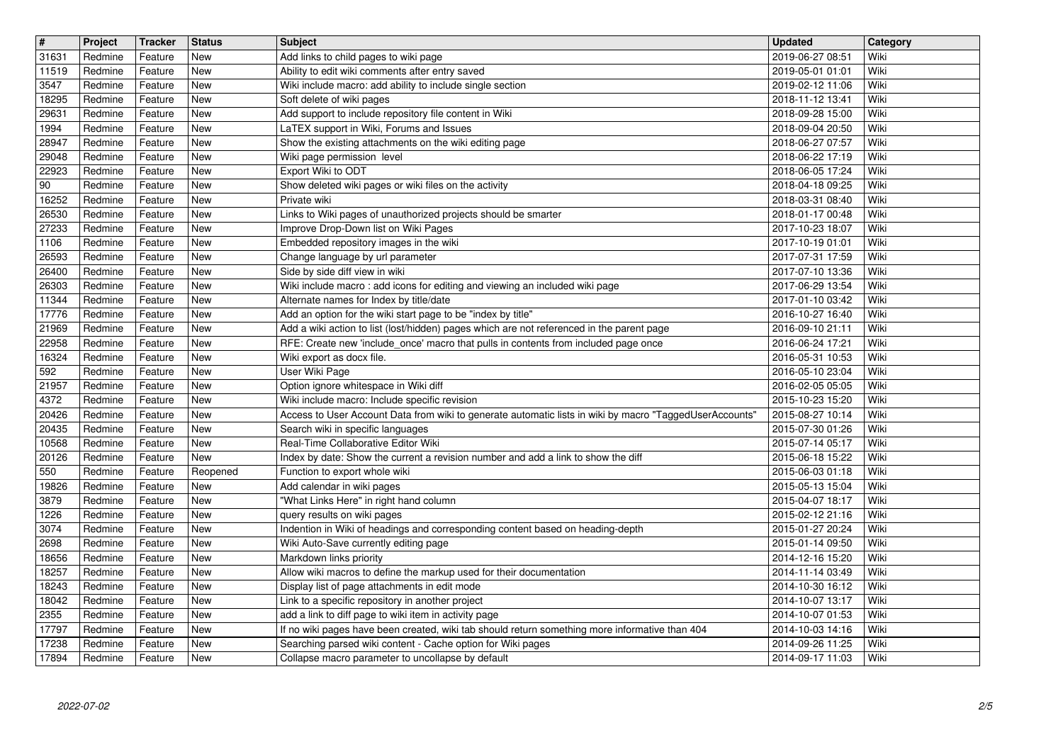| # | Project | Tracker | Status | Subject | Updated | Category |
|---|---|---|---|---|---|---|
| 31631 | Redmine | Feature | New | Add links to child pages to wiki page | 2019-06-27 08:51 | Wiki |
| 11519 | Redmine | Feature | New | Ability to edit wiki comments after entry saved | 2019-05-01 01:01 | Wiki |
| 3547 | Redmine | Feature | New | Wiki include macro: add ability to include single section | 2019-02-12 11:06 | Wiki |
| 18295 | Redmine | Feature | New | Soft delete of wiki pages | 2018-11-12 13:41 | Wiki |
| 29631 | Redmine | Feature | New | Add support to include repository file content in Wiki | 2018-09-28 15:00 | Wiki |
| 1994 | Redmine | Feature | New | LaTEX support in Wiki, Forums and Issues | 2018-09-04 20:50 | Wiki |
| 28947 | Redmine | Feature | New | Show the existing attachments on the wiki editing page | 2018-06-27 07:57 | Wiki |
| 29048 | Redmine | Feature | New | Wiki page permission level | 2018-06-22 17:19 | Wiki |
| 22923 | Redmine | Feature | New | Export Wiki to ODT | 2018-06-05 17:24 | Wiki |
| 90 | Redmine | Feature | New | Show deleted wiki pages or wiki files on the activity | 2018-04-18 09:25 | Wiki |
| 16252 | Redmine | Feature | New | Private wiki | 2018-03-31 08:40 | Wiki |
| 26530 | Redmine | Feature | New | Links to Wiki pages of unauthorized projects should be smarter | 2018-01-17 00:48 | Wiki |
| 27233 | Redmine | Feature | New | Improve Drop-Down list on Wiki Pages | 2017-10-23 18:07 | Wiki |
| 1106 | Redmine | Feature | New | Embedded repository images in the wiki | 2017-10-19 01:01 | Wiki |
| 26593 | Redmine | Feature | New | Change language by url parameter | 2017-07-31 17:59 | Wiki |
| 26400 | Redmine | Feature | New | Side by side diff view in wiki | 2017-07-10 13:36 | Wiki |
| 26303 | Redmine | Feature | New | Wiki include macro : add icons for editing and viewing an included wiki page | 2017-06-29 13:54 | Wiki |
| 11344 | Redmine | Feature | New | Alternate names for Index by title/date | 2017-01-10 03:42 | Wiki |
| 17776 | Redmine | Feature | New | Add an option for the wiki start page to be "index by title" | 2016-10-27 16:40 | Wiki |
| 21969 | Redmine | Feature | New | Add a wiki action to list (lost/hidden) pages which are not referenced in the parent page | 2016-09-10 21:11 | Wiki |
| 22958 | Redmine | Feature | New | RFE: Create new 'include_once' macro that pulls in contents from included page once | 2016-06-24 17:21 | Wiki |
| 16324 | Redmine | Feature | New | Wiki export as docx file. | 2016-05-31 10:53 | Wiki |
| 592 | Redmine | Feature | New | User Wiki Page | 2016-05-10 23:04 | Wiki |
| 21957 | Redmine | Feature | New | Option ignore whitespace in Wiki diff | 2016-02-05 05:05 | Wiki |
| 4372 | Redmine | Feature | New | Wiki include macro: Include specific revision | 2015-10-23 15:20 | Wiki |
| 20426 | Redmine | Feature | New | Access to User Account Data from wiki to generate automatic lists in wiki by macro "TaggedUserAccounts" | 2015-08-27 10:14 | Wiki |
| 20435 | Redmine | Feature | New | Search wiki in specific languages | 2015-07-30 01:26 | Wiki |
| 10568 | Redmine | Feature | New | Real-Time Collaborative Editor Wiki | 2015-07-14 05:17 | Wiki |
| 20126 | Redmine | Feature | New | Index by date: Show the current a revision number and add a link to show the diff | 2015-06-18 15:22 | Wiki |
| 550 | Redmine | Feature | Reopened | Function to export whole wiki | 2015-06-03 01:18 | Wiki |
| 19826 | Redmine | Feature | New | Add calendar in wiki pages | 2015-05-13 15:04 | Wiki |
| 3879 | Redmine | Feature | New | "What Links Here" in right hand column | 2015-04-07 18:17 | Wiki |
| 1226 | Redmine | Feature | New | query results on wiki pages | 2015-02-12 21:16 | Wiki |
| 3074 | Redmine | Feature | New | Indention in Wiki of headings and corresponding content based on heading-depth | 2015-01-27 20:24 | Wiki |
| 2698 | Redmine | Feature | New | Wiki Auto-Save currently editing page | 2015-01-14 09:50 | Wiki |
| 18656 | Redmine | Feature | New | Markdown links priority | 2014-12-16 15:20 | Wiki |
| 18257 | Redmine | Feature | New | Allow wiki macros to define the markup used for their documentation | 2014-11-14 03:49 | Wiki |
| 18243 | Redmine | Feature | New | Display list of page attachments in edit mode | 2014-10-30 16:12 | Wiki |
| 18042 | Redmine | Feature | New | Link to a specific repository in another project | 2014-10-07 13:17 | Wiki |
| 2355 | Redmine | Feature | New | add a link to diff page to wiki item in activity page | 2014-10-07 01:53 | Wiki |
| 17797 | Redmine | Feature | New | If no wiki pages have been created, wiki tab should return something more informative than 404 | 2014-10-03 14:16 | Wiki |
| 17238 | Redmine | Feature | New | Searching parsed wiki content - Cache option for Wiki pages | 2014-09-26 11:25 | Wiki |
| 17894 | Redmine | Feature | New | Collapse macro parameter to uncollapse by default | 2014-09-17 11:03 | Wiki |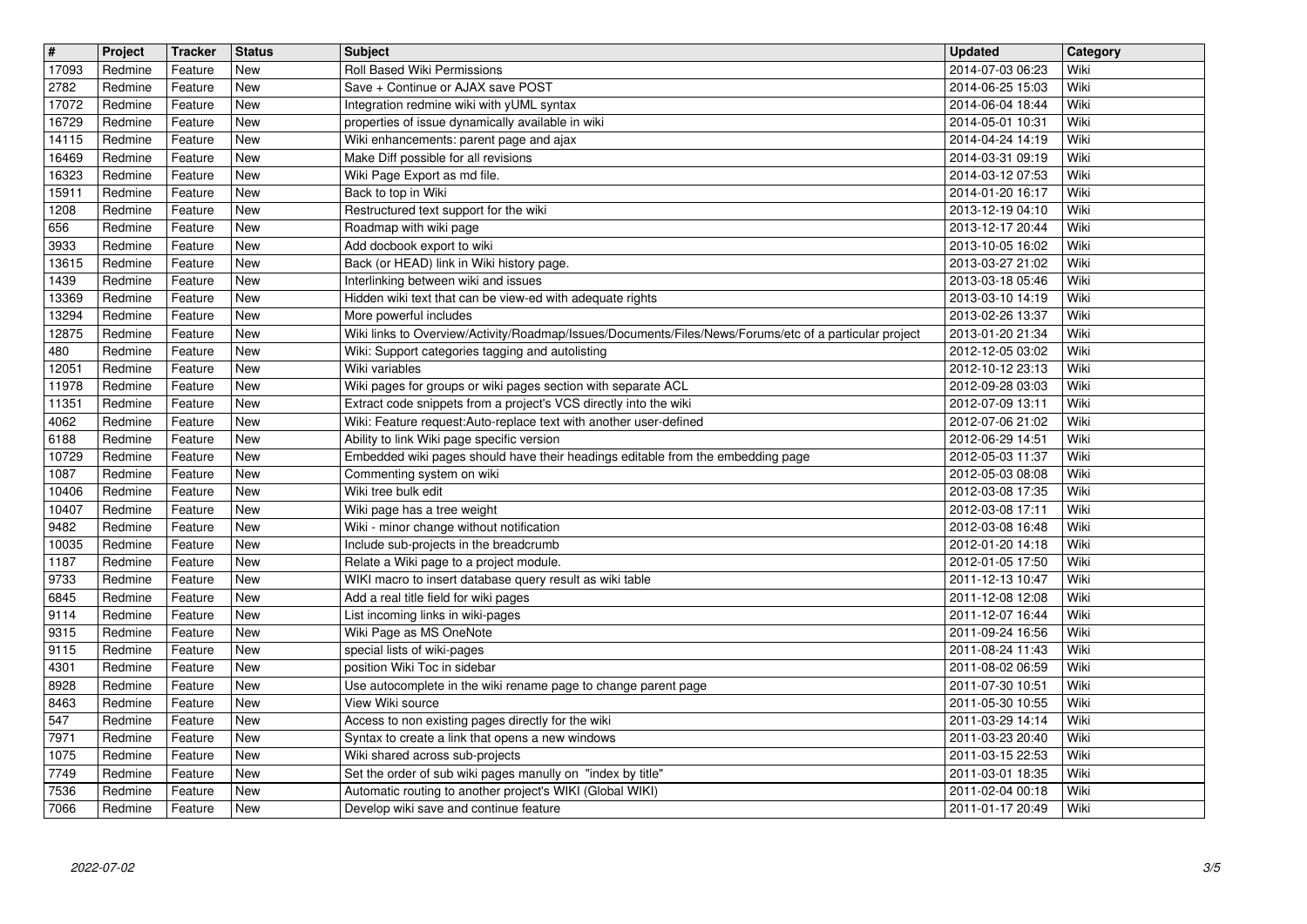| # | Project | Tracker | Status | Subject | Updated | Category |
|---|---|---|---|---|---|---|
| 17093 | Redmine | Feature | New | Roll Based Wiki Permissions | 2014-07-03 06:23 | Wiki |
| 2782 | Redmine | Feature | New | Save + Continue or AJAX save POST | 2014-06-25 15:03 | Wiki |
| 17072 | Redmine | Feature | New | Integration redmine wiki with yUML syntax | 2014-06-04 18:44 | Wiki |
| 16729 | Redmine | Feature | New | properties of issue dynamically available in wiki | 2014-05-01 10:31 | Wiki |
| 14115 | Redmine | Feature | New | Wiki enhancements: parent page and ajax | 2014-04-24 14:19 | Wiki |
| 16469 | Redmine | Feature | New | Make Diff possible for all revisions | 2014-03-31 09:19 | Wiki |
| 16323 | Redmine | Feature | New | Wiki Page Export as md file. | 2014-03-12 07:53 | Wiki |
| 15911 | Redmine | Feature | New | Back to top in Wiki | 2014-01-20 16:17 | Wiki |
| 1208 | Redmine | Feature | New | Restructured text support for the wiki | 2013-12-19 04:10 | Wiki |
| 656 | Redmine | Feature | New | Roadmap with wiki page | 2013-12-17 20:44 | Wiki |
| 3933 | Redmine | Feature | New | Add docbook export to wiki | 2013-10-05 16:02 | Wiki |
| 13615 | Redmine | Feature | New | Back (or HEAD) link in Wiki history page. | 2013-03-27 21:02 | Wiki |
| 1439 | Redmine | Feature | New | Interlinking between wiki and issues | 2013-03-18 05:46 | Wiki |
| 13369 | Redmine | Feature | New | Hidden wiki text that can be view-ed with adequate rights | 2013-03-10 14:19 | Wiki |
| 13294 | Redmine | Feature | New | More powerful includes | 2013-02-26 13:37 | Wiki |
| 12875 | Redmine | Feature | New | Wiki links to Overview/Activity/Roadmap/Issues/Documents/Files/News/Forums/etc of a particular project | 2013-01-20 21:34 | Wiki |
| 480 | Redmine | Feature | New | Wiki: Support categories tagging and autolisting | 2012-12-05 03:02 | Wiki |
| 12051 | Redmine | Feature | New | Wiki variables | 2012-10-12 23:13 | Wiki |
| 11978 | Redmine | Feature | New | Wiki pages for groups or wiki pages section with separate ACL | 2012-09-28 03:03 | Wiki |
| 11351 | Redmine | Feature | New | Extract code snippets from a project's VCS directly into the wiki | 2012-07-09 13:11 | Wiki |
| 4062 | Redmine | Feature | New | Wiki: Feature request:Auto-replace text with another user-defined | 2012-07-06 21:02 | Wiki |
| 6188 | Redmine | Feature | New | Ability to link Wiki page specific version | 2012-06-29 14:51 | Wiki |
| 10729 | Redmine | Feature | New | Embedded wiki pages should have their headings editable from the embedding page | 2012-05-03 11:37 | Wiki |
| 1087 | Redmine | Feature | New | Commenting system on wiki | 2012-05-03 08:08 | Wiki |
| 10406 | Redmine | Feature | New | Wiki tree bulk edit | 2012-03-08 17:35 | Wiki |
| 10407 | Redmine | Feature | New | Wiki page has a tree weight | 2012-03-08 17:11 | Wiki |
| 9482 | Redmine | Feature | New | Wiki - minor change without notification | 2012-03-08 16:48 | Wiki |
| 10035 | Redmine | Feature | New | Include sub-projects in the breadcrumb | 2012-01-20 14:18 | Wiki |
| 1187 | Redmine | Feature | New | Relate a Wiki page to a project module. | 2012-01-05 17:50 | Wiki |
| 9733 | Redmine | Feature | New | WIKI macro to insert database query result as wiki table | 2011-12-13 10:47 | Wiki |
| 6845 | Redmine | Feature | New | Add a real title field for wiki pages | 2011-12-08 12:08 | Wiki |
| 9114 | Redmine | Feature | New | List incoming links in wiki-pages | 2011-12-07 16:44 | Wiki |
| 9315 | Redmine | Feature | New | Wiki Page as MS OneNote | 2011-09-24 16:56 | Wiki |
| 9115 | Redmine | Feature | New | special lists of wiki-pages | 2011-08-24 11:43 | Wiki |
| 4301 | Redmine | Feature | New | position Wiki Toc in sidebar | 2011-08-02 06:59 | Wiki |
| 8928 | Redmine | Feature | New | Use autocomplete in the wiki rename page to change parent page | 2011-07-30 10:51 | Wiki |
| 8463 | Redmine | Feature | New | View Wiki source | 2011-05-30 10:55 | Wiki |
| 547 | Redmine | Feature | New | Access to non existing pages directly for the wiki | 2011-03-29 14:14 | Wiki |
| 7971 | Redmine | Feature | New | Syntax to create a link that opens a new windows | 2011-03-23 20:40 | Wiki |
| 1075 | Redmine | Feature | New | Wiki shared across sub-projects | 2011-03-15 22:53 | Wiki |
| 7749 | Redmine | Feature | New | Set the order of sub wiki pages manully on "index by title" | 2011-03-01 18:35 | Wiki |
| 7536 | Redmine | Feature | New | Automatic routing to another project's WIKI (Global WIKI) | 2011-02-04 00:18 | Wiki |
| 7066 | Redmine | Feature | New | Develop wiki save and continue feature | 2011-01-17 20:49 | Wiki |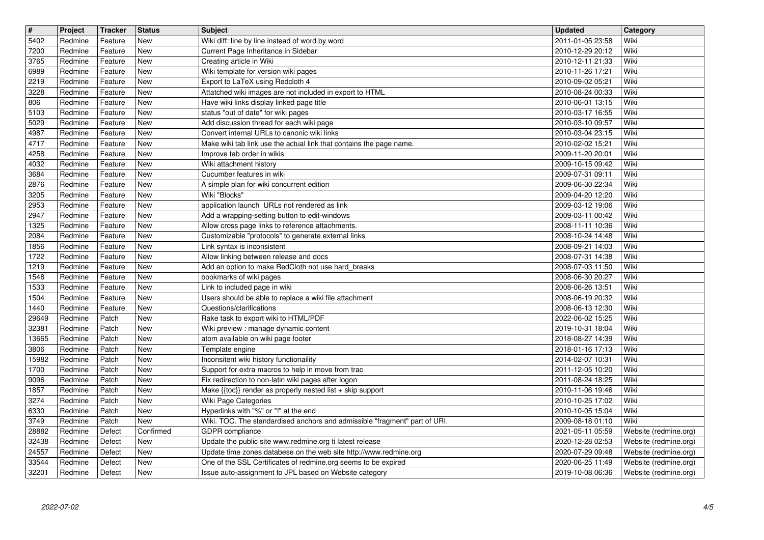| # | Project | Tracker | Status | Subject | Updated | Category |
|---|---|---|---|---|---|---|
| 5402 | Redmine | Feature | New | Wiki diff: line by line instead of word by word | 2011-01-05 23:58 | Wiki |
| 7200 | Redmine | Feature | New | Current Page Inheritance in Sidebar | 2010-12-29 20:12 | Wiki |
| 3765 | Redmine | Feature | New | Creating article in Wiki | 2010-12-11 21:33 | Wiki |
| 6989 | Redmine | Feature | New | Wiki template for version wiki pages | 2010-11-26 17:21 | Wiki |
| 2219 | Redmine | Feature | New | Export to LaTeX using Redcloth 4 | 2010-09-02 05:21 | Wiki |
| 3228 | Redmine | Feature | New | Attatched wiki images are not included in export to HTML | 2010-08-24 00:33 | Wiki |
| 806 | Redmine | Feature | New | Have wiki links display linked page title | 2010-06-01 13:15 | Wiki |
| 5103 | Redmine | Feature | New | status "out of date" for wiki pages | 2010-03-17 16:55 | Wiki |
| 5029 | Redmine | Feature | New | Add discussion thread for each wiki page | 2010-03-10 09:57 | Wiki |
| 4987 | Redmine | Feature | New | Convert internal URLs to canonic wiki links | 2010-03-04 23:15 | Wiki |
| 4717 | Redmine | Feature | New | Make wiki tab link use the actual link that contains the page name. | 2010-02-02 15:21 | Wiki |
| 4258 | Redmine | Feature | New | Improve tab order in wikis | 2009-11-20 20:01 | Wiki |
| 4032 | Redmine | Feature | New | Wiki attachment history | 2009-10-15 09:42 | Wiki |
| 3684 | Redmine | Feature | New | Cucumber features in wiki | 2009-07-31 09:11 | Wiki |
| 2876 | Redmine | Feature | New | A simple plan for wiki concurrent edition | 2009-06-30 22:34 | Wiki |
| 3205 | Redmine | Feature | New | Wiki "Blocks" | 2009-04-20 12:20 | Wiki |
| 2953 | Redmine | Feature | New | application launch URLs not rendered as link | 2009-03-12 19:06 | Wiki |
| 2947 | Redmine | Feature | New | Add a wrapping-setting button to edit-windows | 2009-03-11 00:42 | Wiki |
| 1325 | Redmine | Feature | New | Allow cross page links to reference attachments. | 2008-11-11 10:36 | Wiki |
| 2084 | Redmine | Feature | New | Customizable "protocols" to generate external links | 2008-10-24 14:48 | Wiki |
| 1856 | Redmine | Feature | New | Link syntax is inconsistent | 2008-09-21 14:03 | Wiki |
| 1722 | Redmine | Feature | New | Allow linking between release and docs | 2008-07-31 14:38 | Wiki |
| 1219 | Redmine | Feature | New | Add an option to make RedCloth not use hard_breaks | 2008-07-03 11:50 | Wiki |
| 1548 | Redmine | Feature | New | bookmarks of wiki pages | 2008-06-30 20:27 | Wiki |
| 1533 | Redmine | Feature | New | Link to included page in wiki | 2008-06-26 13:51 | Wiki |
| 1504 | Redmine | Feature | New | Users should be able to replace a wiki file attachment | 2008-06-19 20:32 | Wiki |
| 1440 | Redmine | Feature | New | Questions/clarifications | 2008-06-13 12:30 | Wiki |
| 29649 | Redmine | Patch | New | Rake task to export wiki to HTML/PDF | 2022-06-02 15:25 | Wiki |
| 32381 | Redmine | Patch | New | Wiki preview : manage dynamic content | 2019-10-31 18:04 | Wiki |
| 13665 | Redmine | Patch | New | atom available on wiki page footer | 2018-08-27 14:39 | Wiki |
| 3806 | Redmine | Patch | New | Template engine | 2018-01-16 17:13 | Wiki |
| 15982 | Redmine | Patch | New | Inconsitent wiki history functionaility | 2014-02-07 10:31 | Wiki |
| 1700 | Redmine | Patch | New | Support for extra macros to help in move from trac | 2011-12-05 10:20 | Wiki |
| 9096 | Redmine | Patch | New | Fix redirection to non-latin wiki pages after logon | 2011-08-24 18:25 | Wiki |
| 1857 | Redmine | Patch | New | Make {{toc}} render as properly nested list + skip support | 2010-11-06 19:46 | Wiki |
| 3274 | Redmine | Patch | New | Wiki Page Categories | 2010-10-25 17:02 | Wiki |
| 6330 | Redmine | Patch | New | Hyperlinks with "%" or "!" at the end | 2010-10-05 15:04 | Wiki |
| 3749 | Redmine | Patch | New | Wiki. TOC. The standardised anchors and admissible "fragment" part of URI. | 2009-08-18 01:10 | Wiki |
| 28882 | Redmine | Defect | Confirmed | GDPR compliance | 2021-05-11 05:59 | Website (redmine.org) |
| 32438 | Redmine | Defect | New | Update the public site www.redmine.org ti latest release | 2020-12-28 02:53 | Website (redmine.org) |
| 24557 | Redmine | Defect | New | Update time zones databese on the web site http://www.redmine.org | 2020-07-29 09:48 | Website (redmine.org) |
| 33544 | Redmine | Defect | New | One of the SSL Certificates of redmine.org seems to be expired | 2020-06-25 11:49 | Website (redmine.org) |
| 32201 | Redmine | Defect | New | Issue auto-assignment to JPL based on Website category | 2019-10-08 06:36 | Website (redmine.org) |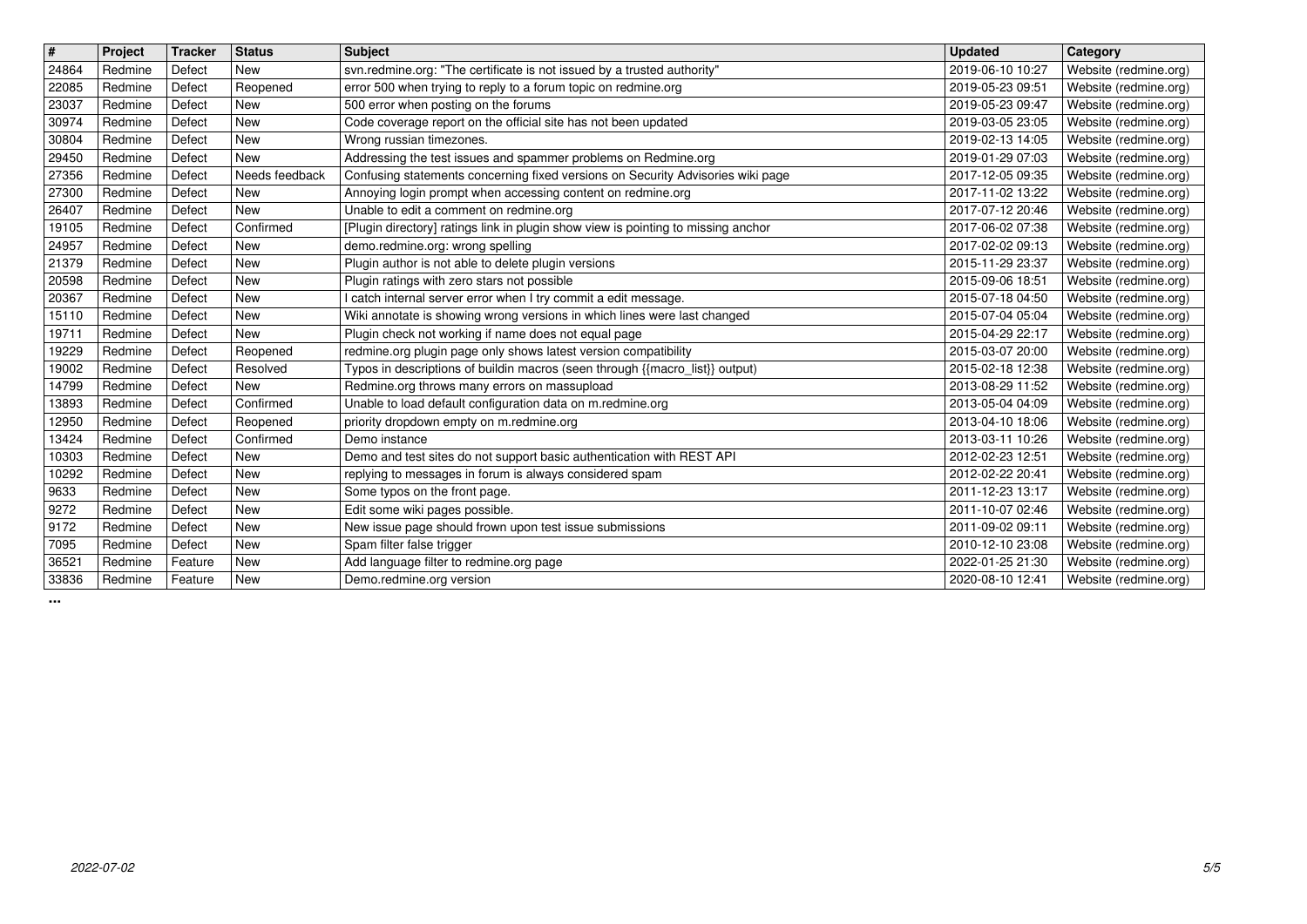| # | Project | Tracker | Status | Subject | Updated | Category |
|---|---|---|---|---|---|---|
| 24864 | Redmine | Defect | New | svn.redmine.org: "The certificate is not issued by a trusted authority" | 2019-06-10 10:27 | Website (redmine.org) |
| 22085 | Redmine | Defect | Reopened | error 500 when trying to reply to a forum topic on redmine.org | 2019-05-23 09:51 | Website (redmine.org) |
| 23037 | Redmine | Defect | New | 500 error when posting on the forums | 2019-05-23 09:47 | Website (redmine.org) |
| 30974 | Redmine | Defect | New | Code coverage report on the official site has not been updated | 2019-03-05 23:05 | Website (redmine.org) |
| 30804 | Redmine | Defect | New | Wrong russian timezones. | 2019-02-13 14:05 | Website (redmine.org) |
| 29450 | Redmine | Defect | New | Addressing the test issues and spammer problems on Redmine.org | 2019-01-29 07:03 | Website (redmine.org) |
| 27356 | Redmine | Defect | Needs feedback | Confusing statements concerning fixed versions on Security Advisories wiki page | 2017-12-05 09:35 | Website (redmine.org) |
| 27300 | Redmine | Defect | New | Annoying login prompt when accessing content on redmine.org | 2017-11-02 13:22 | Website (redmine.org) |
| 26407 | Redmine | Defect | New | Unable to edit a comment on redmine.org | 2017-07-12 20:46 | Website (redmine.org) |
| 19105 | Redmine | Defect | Confirmed | [Plugin directory] ratings link in plugin show view is pointing to missing anchor | 2017-06-02 07:38 | Website (redmine.org) |
| 24957 | Redmine | Defect | New | demo.redmine.org: wrong spelling | 2017-02-02 09:13 | Website (redmine.org) |
| 21379 | Redmine | Defect | New | Plugin author is not able to delete plugin versions | 2015-11-29 23:37 | Website (redmine.org) |
| 20598 | Redmine | Defect | New | Plugin ratings with zero stars not possible | 2015-09-06 18:51 | Website (redmine.org) |
| 20367 | Redmine | Defect | New | I catch internal server error when I try commit a edit message. | 2015-07-18 04:50 | Website (redmine.org) |
| 15110 | Redmine | Defect | New | Wiki annotate is showing wrong versions in which lines were last changed | 2015-07-04 05:04 | Website (redmine.org) |
| 19711 | Redmine | Defect | New | Plugin check not working if name does not equal page | 2015-04-29 22:17 | Website (redmine.org) |
| 19229 | Redmine | Defect | Reopened | redmine.org plugin page only shows latest version compatibility | 2015-03-07 20:00 | Website (redmine.org) |
| 19002 | Redmine | Defect | Resolved | Typos in descriptions of buildin macros (seen through {{macro_list}} output) | 2015-02-18 12:38 | Website (redmine.org) |
| 14799 | Redmine | Defect | New | Redmine.org throws many errors on massupload | 2013-08-29 11:52 | Website (redmine.org) |
| 13893 | Redmine | Defect | Confirmed | Unable to load default configuration data on m.redmine.org | 2013-05-04 04:09 | Website (redmine.org) |
| 12950 | Redmine | Defect | Reopened | priority dropdown empty on m.redmine.org | 2013-04-10 18:06 | Website (redmine.org) |
| 13424 | Redmine | Defect | Confirmed | Demo instance | 2013-03-11 10:26 | Website (redmine.org) |
| 10303 | Redmine | Defect | New | Demo and test sites do not support basic authentication with REST API | 2012-02-23 12:51 | Website (redmine.org) |
| 10292 | Redmine | Defect | New | replying to messages in forum is always considered spam | 2012-02-22 20:41 | Website (redmine.org) |
| 9633 | Redmine | Defect | New | Some typos on the front page. | 2011-12-23 13:17 | Website (redmine.org) |
| 9272 | Redmine | Defect | New | Edit some wiki pages possible. | 2011-10-07 02:46 | Website (redmine.org) |
| 9172 | Redmine | Defect | New | New issue page should frown upon test issue submissions | 2011-09-02 09:11 | Website (redmine.org) |
| 7095 | Redmine | Defect | New | Spam filter false trigger | 2010-12-10 23:08 | Website (redmine.org) |
| 36521 | Redmine | Feature | New | Add language filter to redmine.org page | 2022-01-25 21:30 | Website (redmine.org) |
| 33836 | Redmine | Feature | New | Demo.redmine.org version | 2020-08-10 12:41 | Website (redmine.org) |

...